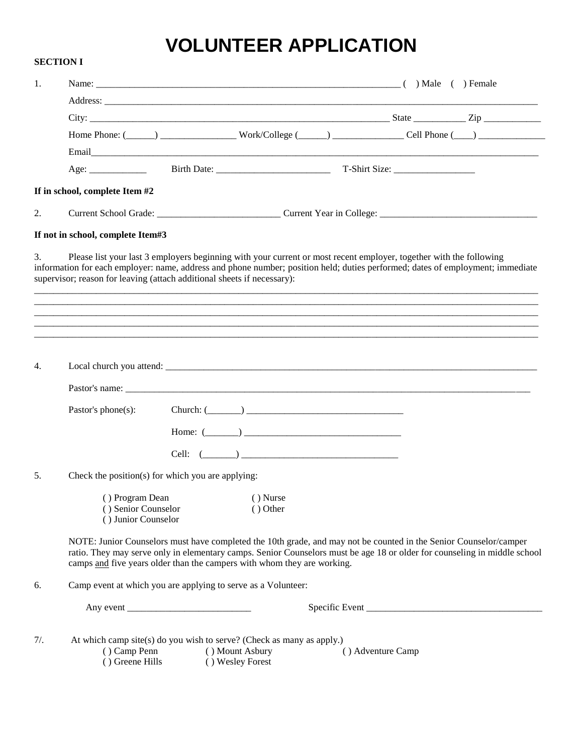# VOLUNTEER APPLICATION

**SECTION I**

1. Name: ________________________________________________________________ ( ) Male ( ) Female

   Address: _______________________________________________________________________________________

   City: _______________________________________________________________ State __________ Zip ____________

   Home Phone: (______) ________________ Work/College (______) _______________ Cell Phone (____) ______________

   Email_________________________________________________________________________________________

   Age: ____________ Birth Date: ________________________ T-Shirt Size: _________________

**If in school, complete Item #2**

2. Current School Grade: _________________________ Current Year in College: _________________________________

**If not in school, complete Item#3**

3. Please list your last 3 employers beginning with your current or most recent employer, together with the following information for each employer: name, address and phone number; position held; duties performed; dates of employment; immediate supervisor; reason for leaving (attach additional sheets if necessary):

_____________________________________________________________________________________________________
_____________________________________________________________________________________________________
_____________________________________________________________________________________________________
_____________________________________________________________________________________________________
_____________________________________________________________________________________________________

4. Local church you attend: ___________________________________________________________________________

   Pastor's name: ______________________________________________________________________________

   Pastor's phone(s): Church: (_______) _________________________________

   Home: (_______) _________________________________

   Cell: (_______) _________________________________

5. Check the position(s) for which you are applying:

   ( ) Program Dean ( ) Nurse
   ( ) Senior Counselor ( ) Other
   ( ) Junior Counselor

   NOTE: Junior Counselors must have completed the 10th grade, and may not be counted in the Senior Counselor/camper ratio. They may serve only in elementary camps. Senior Counselors must be age 18 or older for counseling in middle school camps and five years older than the campers with whom they are working.

6. Camp event at which you are applying to serve as a Volunteer:

   Any event __________________________ Specific Event _____________________________________

7/. At which camp site(s) do you wish to serve? (Check as many as apply.)

   ( ) Camp Penn ( ) Mount Asbury ( ) Adventure Camp
   ( ) Greene Hills ( ) Wesley Forest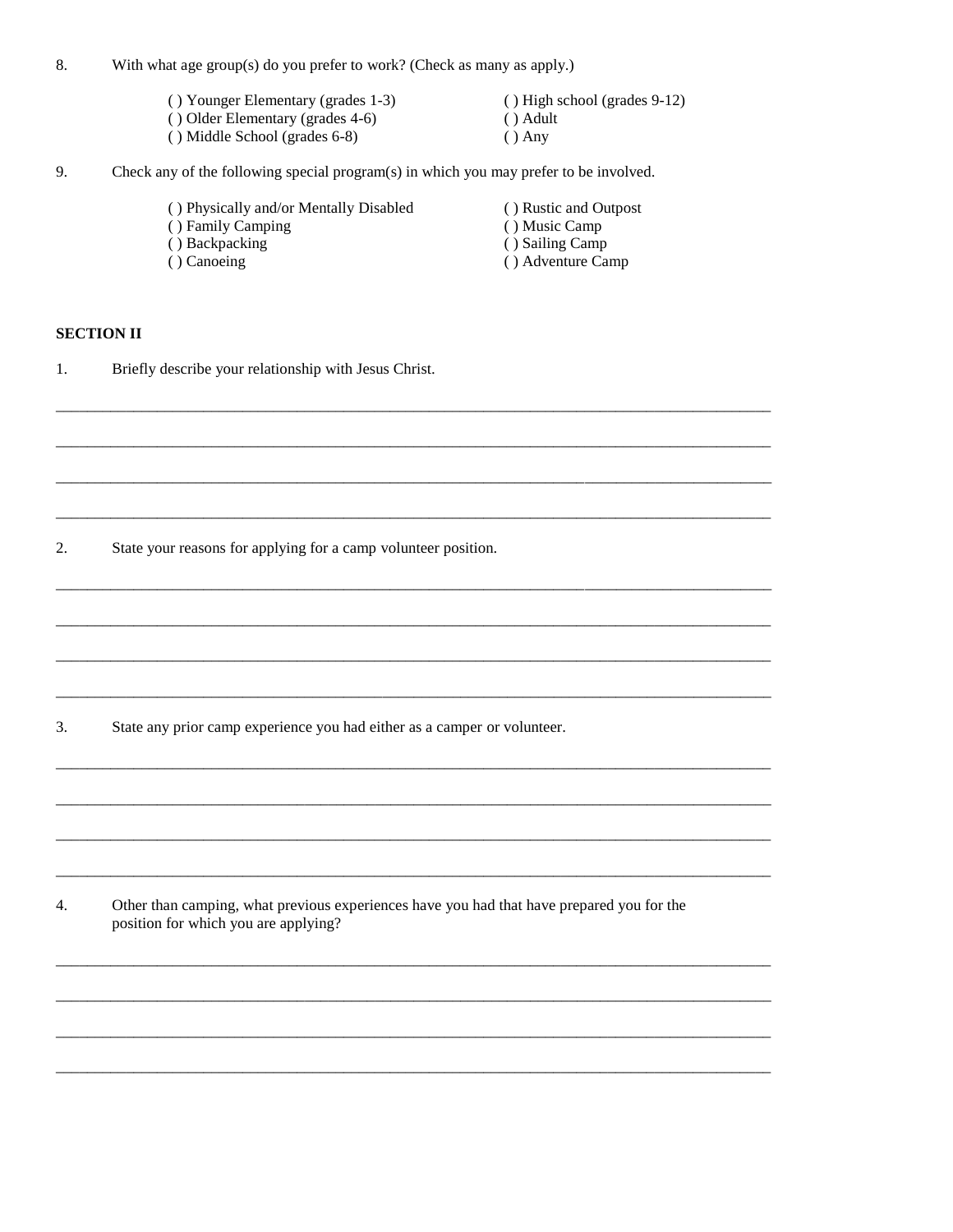8. With what age group(s) do you prefer to work? (Check as many as apply.)

- ( ) Younger Elementary (grades 1-3)
- ( ) Older Elementary (grades 4-6)
- ( ) Middle School (grades 6-8)
- ( ) High school (grades 9-12)
- ( ) Adult
- ( ) Any

9. Check any of the following special program(s) in which you may prefer to be involved.

- ( ) Physically and/or Mentally Disabled
- ( ) Family Camping
- ( ) Backpacking
- ( ) Canoeing
- ( ) Rustic and Outpost
- ( ) Music Camp
- ( ) Sailing Camp
- ( ) Adventure Camp

**SECTION II**

1. Briefly describe your relationship with Jesus Christ.

\_\_\_\_\_\_\_\_\_\_\_\_\_\_\_\_\_\_\_\_\_\_\_\_\_\_\_\_\_\_\_\_\_\_\_\_\_\_\_\_\_\_\_\_\_\_\_\_\_\_\_\_\_\_\_\_\_\_\_\_\_\_\_\_\_\_\_\_\_\_\_\_\_\_\_\_\_\_

\_\_\_\_\_\_\_\_\_\_\_\_\_\_\_\_\_\_\_\_\_\_\_\_\_\_\_\_\_\_\_\_\_\_\_\_\_\_\_\_\_\_\_\_\_\_\_\_\_\_\_\_\_\_\_\_\_\_\_\_\_\_\_\_\_\_\_\_\_\_\_\_\_\_\_\_\_\_

\_\_\_\_\_\_\_\_\_\_\_\_\_\_\_\_\_\_\_\_\_\_\_\_\_\_\_\_\_\_\_\_\_\_\_\_\_\_\_\_\_\_\_\_\_\_\_\_\_\_\_\_\_\_\_\_\_\_\_\_\_\_\_\_\_\_\_\_\_\_\_\_\_\_\_\_\_\_

\_\_\_\_\_\_\_\_\_\_\_\_\_\_\_\_\_\_\_\_\_\_\_\_\_\_\_\_\_\_\_\_\_\_\_\_\_\_\_\_\_\_\_\_\_\_\_\_\_\_\_\_\_\_\_\_\_\_\_\_\_\_\_\_\_\_\_\_\_\_\_\_\_\_\_\_\_\_

2. State your reasons for applying for a camp volunteer position.

\_\_\_\_\_\_\_\_\_\_\_\_\_\_\_\_\_\_\_\_\_\_\_\_\_\_\_\_\_\_\_\_\_\_\_\_\_\_\_\_\_\_\_\_\_\_\_\_\_\_\_\_\_\_\_\_\_\_\_\_\_\_\_\_\_\_\_\_\_\_\_\_\_\_\_\_\_\_

\_\_\_\_\_\_\_\_\_\_\_\_\_\_\_\_\_\_\_\_\_\_\_\_\_\_\_\_\_\_\_\_\_\_\_\_\_\_\_\_\_\_\_\_\_\_\_\_\_\_\_\_\_\_\_\_\_\_\_\_\_\_\_\_\_\_\_\_\_\_\_\_\_\_\_\_\_\_

\_\_\_\_\_\_\_\_\_\_\_\_\_\_\_\_\_\_\_\_\_\_\_\_\_\_\_\_\_\_\_\_\_\_\_\_\_\_\_\_\_\_\_\_\_\_\_\_\_\_\_\_\_\_\_\_\_\_\_\_\_\_\_\_\_\_\_\_\_\_\_\_\_\_\_\_\_\_

\_\_\_\_\_\_\_\_\_\_\_\_\_\_\_\_\_\_\_\_\_\_\_\_\_\_\_\_\_\_\_\_\_\_\_\_\_\_\_\_\_\_\_\_\_\_\_\_\_\_\_\_\_\_\_\_\_\_\_\_\_\_\_\_\_\_\_\_\_\_\_\_\_\_\_\_\_\_

3. State any prior camp experience you had either as a camper or volunteer.

\_\_\_\_\_\_\_\_\_\_\_\_\_\_\_\_\_\_\_\_\_\_\_\_\_\_\_\_\_\_\_\_\_\_\_\_\_\_\_\_\_\_\_\_\_\_\_\_\_\_\_\_\_\_\_\_\_\_\_\_\_\_\_\_\_\_\_\_\_\_\_\_\_\_\_\_\_\_

\_\_\_\_\_\_\_\_\_\_\_\_\_\_\_\_\_\_\_\_\_\_\_\_\_\_\_\_\_\_\_\_\_\_\_\_\_\_\_\_\_\_\_\_\_\_\_\_\_\_\_\_\_\_\_\_\_\_\_\_\_\_\_\_\_\_\_\_\_\_\_\_\_\_\_\_\_\_

\_\_\_\_\_\_\_\_\_\_\_\_\_\_\_\_\_\_\_\_\_\_\_\_\_\_\_\_\_\_\_\_\_\_\_\_\_\_\_\_\_\_\_\_\_\_\_\_\_\_\_\_\_\_\_\_\_\_\_\_\_\_\_\_\_\_\_\_\_\_\_\_\_\_\_\_\_\_

\_\_\_\_\_\_\_\_\_\_\_\_\_\_\_\_\_\_\_\_\_\_\_\_\_\_\_\_\_\_\_\_\_\_\_\_\_\_\_\_\_\_\_\_\_\_\_\_\_\_\_\_\_\_\_\_\_\_\_\_\_\_\_\_\_\_\_\_\_\_\_\_\_\_\_\_\_\_

4. Other than camping, what previous experiences have you had that have prepared you for the position for which you are applying?

\_\_\_\_\_\_\_\_\_\_\_\_\_\_\_\_\_\_\_\_\_\_\_\_\_\_\_\_\_\_\_\_\_\_\_\_\_\_\_\_\_\_\_\_\_\_\_\_\_\_\_\_\_\_\_\_\_\_\_\_\_\_\_\_\_\_\_\_\_\_\_\_\_\_\_\_\_\_

\_\_\_\_\_\_\_\_\_\_\_\_\_\_\_\_\_\_\_\_\_\_\_\_\_\_\_\_\_\_\_\_\_\_\_\_\_\_\_\_\_\_\_\_\_\_\_\_\_\_\_\_\_\_\_\_\_\_\_\_\_\_\_\_\_\_\_\_\_\_\_\_\_\_\_\_\_\_

\_\_\_\_\_\_\_\_\_\_\_\_\_\_\_\_\_\_\_\_\_\_\_\_\_\_\_\_\_\_\_\_\_\_\_\_\_\_\_\_\_\_\_\_\_\_\_\_\_\_\_\_\_\_\_\_\_\_\_\_\_\_\_\_\_\_\_\_\_\_\_\_\_\_\_\_\_\_

\_\_\_\_\_\_\_\_\_\_\_\_\_\_\_\_\_\_\_\_\_\_\_\_\_\_\_\_\_\_\_\_\_\_\_\_\_\_\_\_\_\_\_\_\_\_\_\_\_\_\_\_\_\_\_\_\_\_\_\_\_\_\_\_\_\_\_\_\_\_\_\_\_\_\_\_\_\_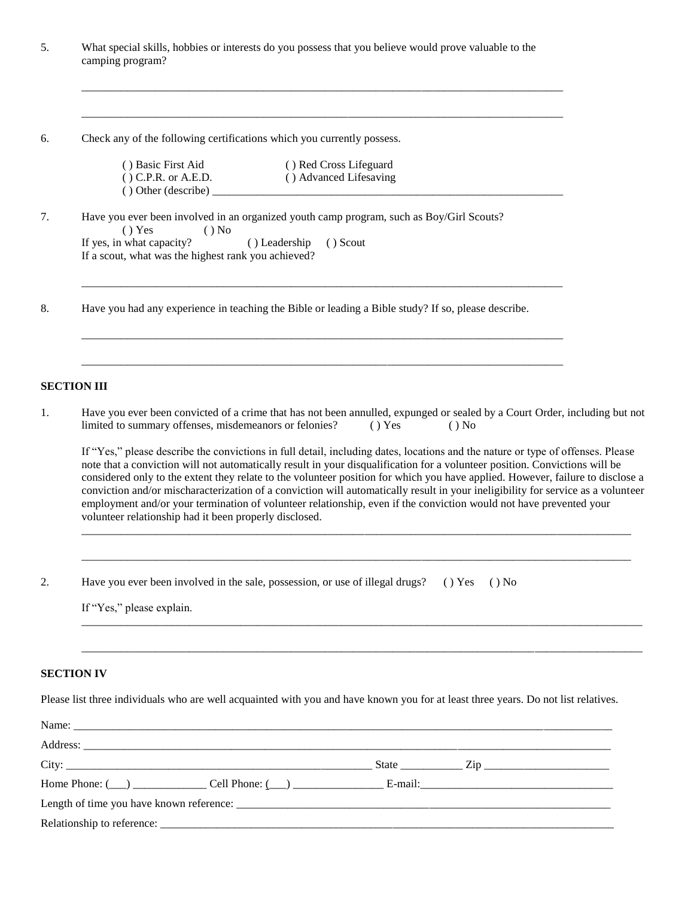5. What special skills, hobbies or interests do you possess that you believe would prove valuable to the camping program?

______________________________________________________________________________

______________________________________________________________________________

6. Check any of the following certifications which you currently possess.

( ) Basic First Aid ( ) Red Cross Lifeguard
( ) C.P.R. or A.E.D. ( ) Advanced Lifesaving
( ) Other (describe) ______________________________________________________

7. Have you ever been involved in an organized youth camp program, such as Boy/Girl Scouts?
( ) Yes ( ) No
If yes, in what capacity? ( ) Leadership ( ) Scout
If a scout, what was the highest rank you achieved?

______________________________________________________________________________

8. Have you had any experience in teaching the Bible or leading a Bible study? If so, please describe.

______________________________________________________________________________

______________________________________________________________________________

**SECTION III**

1. Have you ever been convicted of a crime that has not been annulled, expunged or sealed by a Court Order, including but not limited to summary offenses, misdemeanors or felonies? ( ) Yes ( ) No

If "Yes," please describe the convictions in full detail, including dates, locations and the nature or type of offenses. Please note that a conviction will not automatically result in your disqualification for a volunteer position. Convictions will be considered only to the extent they relate to the volunteer position for which you have applied. However, failure to disclose a conviction and/or mischaracterization of a conviction will automatically result in your ineligibility for service as a volunteer employment and/or your termination of volunteer relationship, even if the conviction would not have prevented your volunteer relationship had it been properly disclosed.

______________________________________________________________________________

______________________________________________________________________________

2. Have you ever been involved in the sale, possession, or use of illegal drugs? ( ) Yes ( ) No

If "Yes," please explain.

______________________________________________________________________________

______________________________________________________________________________

**SECTION IV**

Please list three individuals who are well acquainted with you and have known you for at least three years. Do not list relatives.

Name: ______________________________________________________________________

Address: ____________________________________________________________________

City: ______________________________________ State __________ Zip ________________

Home Phone: (___) ____________ Cell Phone: (___) _______________ E-mail:________________________

Length of time you have known reference: ____________________________________________

Relationship to reference: ________________________________________________________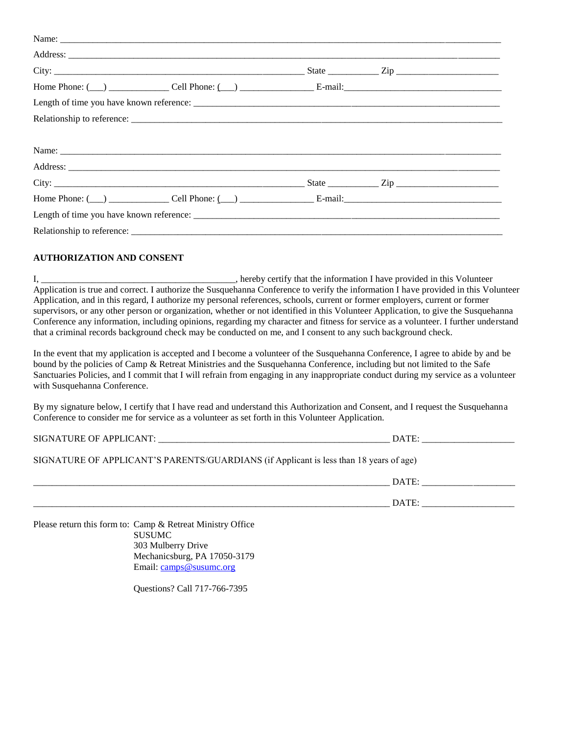Name: ____________________________________________________________________________________________

Address: __________________________________________________________________________________________

City: ___________________________________________________ State ___________ Zip ______________________

Home Phone: (___) _____________ Cell Phone: (___) ________________ E-mail:___________________________________

Length of time you have known reference: ___________________________________________________________________

Relationship to reference: _______________________________________________________________________________

Name: ____________________________________________________________________________________________

Address: __________________________________________________________________________________________

City: ___________________________________________________ State ___________ Zip ______________________

Home Phone: (___) _____________ Cell Phone: (___) ________________ E-mail:___________________________________

Length of time you have known reference: ___________________________________________________________________

Relationship to reference: _______________________________________________________________________________

**AUTHORIZATION AND CONSENT**

I, ________________________________________, hereby certify that the information I have provided in this Volunteer Application is true and correct. I authorize the Susquehanna Conference to verify the information I have provided in this Volunteer Application, and in this regard, I authorize my personal references, schools, current or former employers, current or former supervisors, or any other person or organization, whether or not identified in this Volunteer Application, to give the Susquehanna Conference any information, including opinions, regarding my character and fitness for service as a volunteer. I further understand that a criminal records background check may be conducted on me, and I consent to any such background check.

In the event that my application is accepted and I become a volunteer of the Susquehanna Conference, I agree to abide by and be bound by the policies of Camp & Retreat Ministries and the Susquehanna Conference, including but not limited to the Safe Sanctuaries Policies, and I commit that I will refrain from engaging in any inappropriate conduct during my service as a volunteer with Susquehanna Conference.

By my signature below, I certify that I have read and understand this Authorization and Consent, and I request the Susquehanna Conference to consider me for service as a volunteer as set forth in this Volunteer Application.

SIGNATURE OF APPLICANT: ___________________________________________________ DATE: ____________________

SIGNATURE OF APPLICANT'S PARENTS/GUARDIANS (if Applicant is less than 18 years of age)

________________________________________________________________________________ DATE: ____________________

________________________________________________________________________________ DATE: ____________________

Please return this form to: Camp & Retreat Ministry Office
SUSUMC
303 Mulberry Drive
Mechanicsburg, PA 17050-3179
Email: camps@susumc.org

Questions? Call 717-766-7395